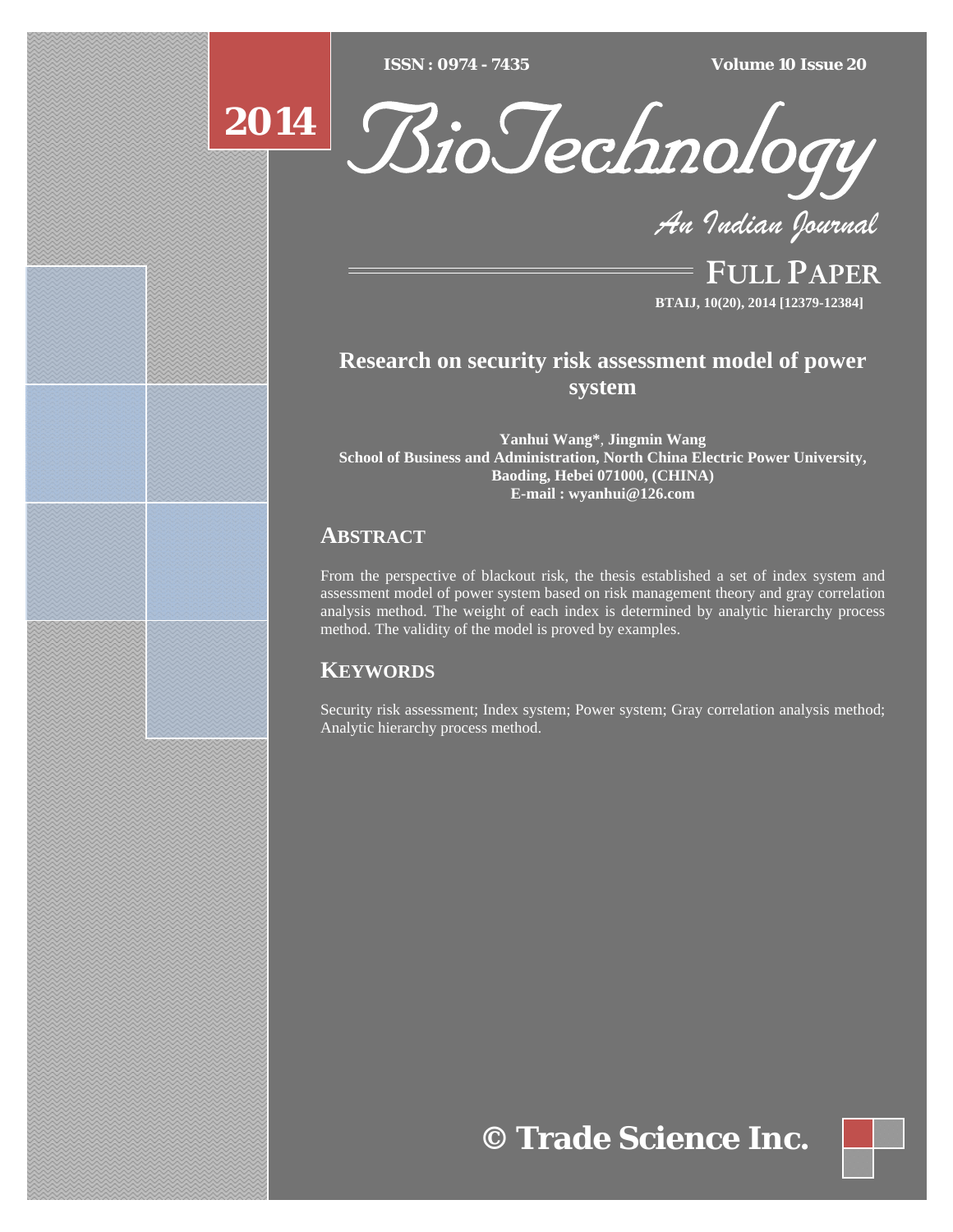# Research on security risk assessment model of power system

**Yanhui Wang***, **Jingmin Wang**
**School of Business and Administration, North China Electric Power University, Baoding, Hebei 071000, (CHINA)**
**E-mail : wyanhui@126.com**

## ABSTRACT

From the perspective of blackout risk, the thesis established a set of index system and assessment model of power system based on risk management theory and gray correlation analysis method. The weight of each index is determined by analytic hierarchy process method. The validity of the model is proved by examples.

## KEYWORDS

Security risk assessment; Index system; Power system; Gray correlation analysis method; Analytic hierarchy process method.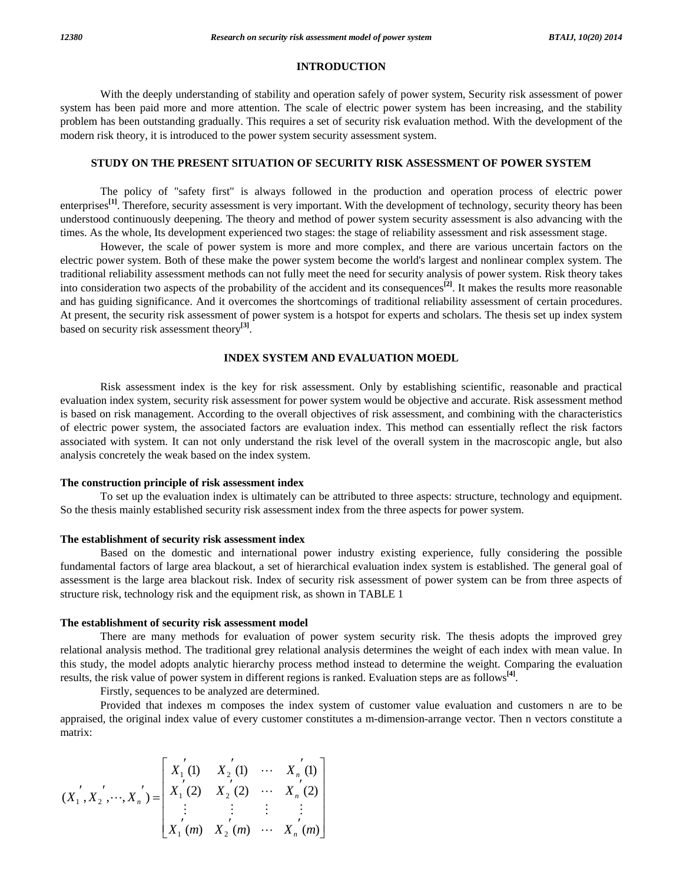## INTRODUCTION

With the deeply understanding of stability and operation safely of power system, Security risk assessment of power system has been paid more and more attention. The scale of electric power system has been increasing, and the stability problem has been outstanding gradually. This requires a set of security risk evaluation method. With the development of the modern risk theory, it is introduced to the power system security assessment system.

## STUDY ON THE PRESENT SITUATION OF SECURITY RISK ASSESSMENT OF POWER SYSTEM

The policy of "safety first" is always followed in the production and operation process of electric power enterprises[1]. Therefore, security assessment is very important. With the development of technology, security theory has been understood continuously deepening. The theory and method of power system security assessment is also advancing with the times. As the whole, Its development experienced two stages: the stage of reliability assessment and risk assessment stage.

However, the scale of power system is more and more complex, and there are various uncertain factors on the electric power system. Both of these make the power system become the world's largest and nonlinear complex system. The traditional reliability assessment methods can not fully meet the need for security analysis of power system. Risk theory takes into consideration two aspects of the probability of the accident and its consequences[2]. It makes the results more reasonable and has guiding significance. And it overcomes the shortcomings of traditional reliability assessment of certain procedures. At present, the security risk assessment of power system is a hotspot for experts and scholars. The thesis set up index system based on security risk assessment theory[3].

## INDEX SYSTEM AND EVALUATION MOEDL

Risk assessment index is the key for risk assessment. Only by establishing scientific, reasonable and practical evaluation index system, security risk assessment for power system would be objective and accurate. Risk assessment method is based on risk management. According to the overall objectives of risk assessment, and combining with the characteristics of electric power system, the associated factors are evaluation index. This method can essentially reflect the risk factors associated with system. It can not only understand the risk level of the overall system in the macroscopic angle, but also analysis concretely the weak based on the index system.

### The construction principle of risk assessment index

To set up the evaluation index is ultimately can be attributed to three aspects: structure, technology and equipment. So the thesis mainly established security risk assessment index from the three aspects for power system.

### The establishment of security risk assessment index

Based on the domestic and international power industry existing experience, fully considering the possible fundamental factors of large area blackout, a set of hierarchical evaluation index system is established. The general goal of assessment is the large area blackout risk. Index of security risk assessment of power system can be from three aspects of structure risk, technology risk and the equipment risk, as shown in TABLE 1

### The establishment of security risk assessment model

There are many methods for evaluation of power system security risk. The thesis adopts the improved grey relational analysis method. The traditional grey relational analysis determines the weight of each index with mean value. In this study, the model adopts analytic hierarchy process method instead to determine the weight. Comparing the evaluation results, the risk value of power system in different regions is ranked. Evaluation steps are as follows[4].

Firstly, sequences to be analyzed are determined.

Provided that indexes m composes the index system of customer value evaluation and customers n are to be appraised, the original index value of every customer constitutes a m-dimension-arrange vector. Then n vectors constitute a matrix:

$$(X_1^{'}, X_2^{'}, \cdots, X_n^{'}) = \begin{bmatrix} X_1^{'}(1) & X_2^{'}(1) & \cdots & X_n^{'}(1) \\ X_1^{'}(2) & X_2^{'}(2) & \cdots & X_n^{'}(2) \\ \vdots & \vdots & \vdots & \vdots \\ X_1^{'}(m) & X_2^{'}(m) & \cdots & X_n^{'}(m) \end{bmatrix}$$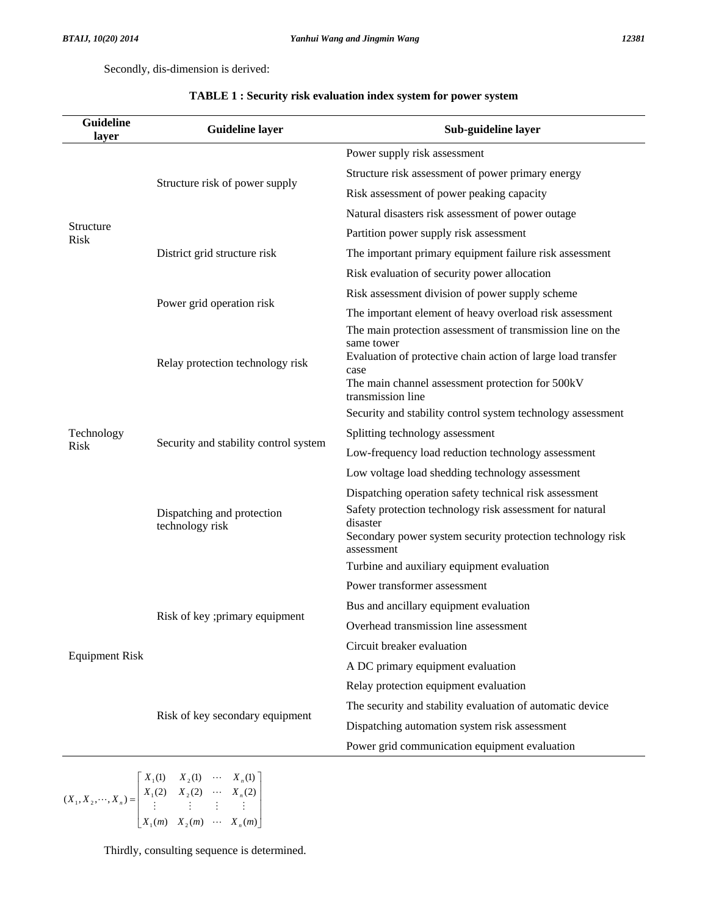Secondly, dis-dimension is derived:

**TABLE 1 : Security risk evaluation index system for power system**

| Guideline layer | Guideline layer | Sub-guideline layer |
|---|---|---|
| Structure Risk | Structure risk of power supply | Power supply risk assessment |
| | | Structure risk assessment of power primary energy |
| | | Risk assessment of power peaking capacity |
| | | Natural disasters risk assessment of power outage |
| | District grid structure risk | Partition power supply risk assessment |
| | | The important primary equipment failure risk assessment |
| | | Risk evaluation of security power allocation |
| | Power grid operation risk | Risk assessment division of power supply scheme |
| | | The important element of heavy overload risk assessment |
| Technology Risk | Relay protection technology risk | The main protection assessment of transmission line on the same tower |
| | | Evaluation of protective chain action of large load transfer case |
| | | The main channel assessment protection for 500kV transmission line |
| | Security and stability control system | Security and stability control system technology assessment |
| | | Splitting technology assessment |
| | | Low-frequency load reduction technology assessment |
| | | Low voltage load shedding technology assessment |
| | Dispatching and protection technology risk | Dispatching operation safety technical risk assessment |
| | | Safety protection technology risk assessment for natural disaster |
| | | Secondary power system security protection technology risk assessment |
| Equipment Risk | Risk of key ;primary equipment | Turbine and auxiliary equipment evaluation |
| | | Power transformer assessment |
| | | Bus and ancillary equipment evaluation |
| | | Overhead transmission line assessment |
| | | Circuit breaker evaluation |
| | | A DC primary equipment evaluation |
| | Risk of key secondary equipment | Relay protection equipment evaluation |
| | | The security and stability evaluation of automatic device |
| | | Dispatching automation system risk assessment |
| | | Power grid communication equipment evaluation |

$$(X_1, X_2, \cdots, X_n) = \begin{bmatrix} X_1(1) & X_2(1) & \cdots & X_n(1) \\ X_1(2) & X_2(2) & \cdots & X_n(2) \\ \vdots & \vdots & \vdots & \vdots \\ X_1(m) & X_2(m) & \cdots & X_n(m) \end{bmatrix}$$

Thirdly, consulting sequence is determined.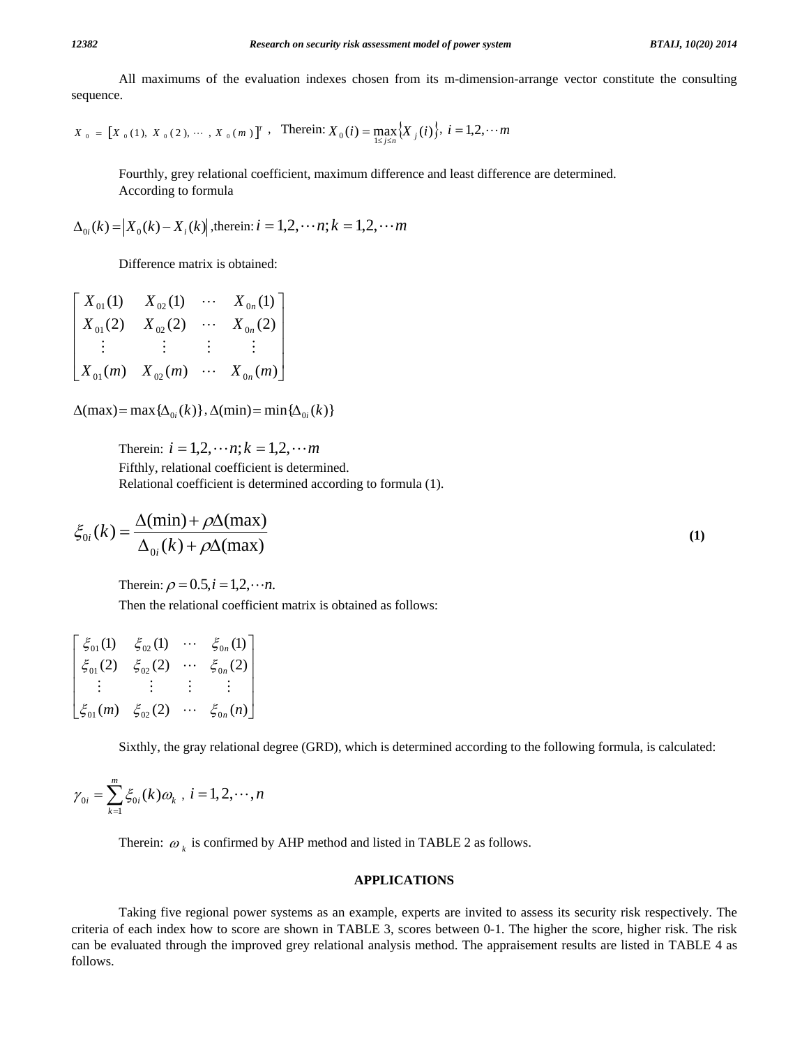All maximums of the evaluation indexes chosen from its m-dimension-arrange vector constitute the consulting sequence.

$X_0 = [X_0(1), X_0(2), \cdots, X_0(m)]^T$ , Therein: $X_0(i) = \max_{1 \le j \le n} \{X_j(i)\}$, $i = 1,2,\cdots m$

Fourthly, grey relational coefficient, maximum difference and least difference are determined.

According to formula

$\Delta_{0i}(k) = |X_0(k) - X_i(k)|$ ,therein: $i = 1,2,\cdots n; k = 1,2,\cdots m$

Difference matrix is obtained:

$$\begin{bmatrix} X_{01}(1) & X_{02}(1) & \cdots & X_{0n}(1) \\ X_{01}(2) & X_{02}(2) & \cdots & X_{0n}(2) \\ \vdots & \vdots & \vdots & \vdots \\ X_{01}(m) & X_{02}(m) & \cdots & X_{0n}(m) \end{bmatrix}$$

$\Delta(\max) = \max\{\Delta_{0i}(k)\}$ , $\Delta(\min) = \min\{\Delta_{0i}(k)\}$

Therein: $i = 1,2,\cdots n; k = 1,2,\cdots m$

Fifthly, relational coefficient is determined.

Relational coefficient is determined according to formula (1).

$$\xi_{0i}(k) = \frac{\Delta(\min) + \rho\Delta(\max)}{\Delta_{0i}(k) + \rho\Delta(\max)} \quad (1)$$

Therein: $\rho = 0.5, i = 1,2,\cdots n.$

Then the relational coefficient matrix is obtained as follows:

$$\begin{bmatrix} \xi_{01}(1) & \xi_{02}(1) & \cdots & \xi_{0n}(1) \\ \xi_{01}(2) & \xi_{02}(2) & \cdots & \xi_{0n}(2) \\ \vdots & \vdots & \vdots & \vdots \\ \xi_{01}(m) & \xi_{02}(2) & \cdots & \xi_{0n}(n) \end{bmatrix}$$

Sixthly, the gray relational degree (GRD), which is determined according to the following formula, is calculated:

$$\gamma_{0i} = \sum_{k=1}^{m} \xi_{0i}(k)\omega_k \ , \ i = 1, 2, \cdots, n$$

Therein: $\omega_k$ is confirmed by AHP method and listed in TABLE 2 as follows.

## APPLICATIONS

Taking five regional power systems as an example, experts are invited to assess its security risk respectively. The criteria of each index how to score are shown in TABLE 3, scores between 0-1. The higher the score, higher risk. The risk can be evaluated through the improved grey relational analysis method. The appraisement results are listed in TABLE 4 as follows.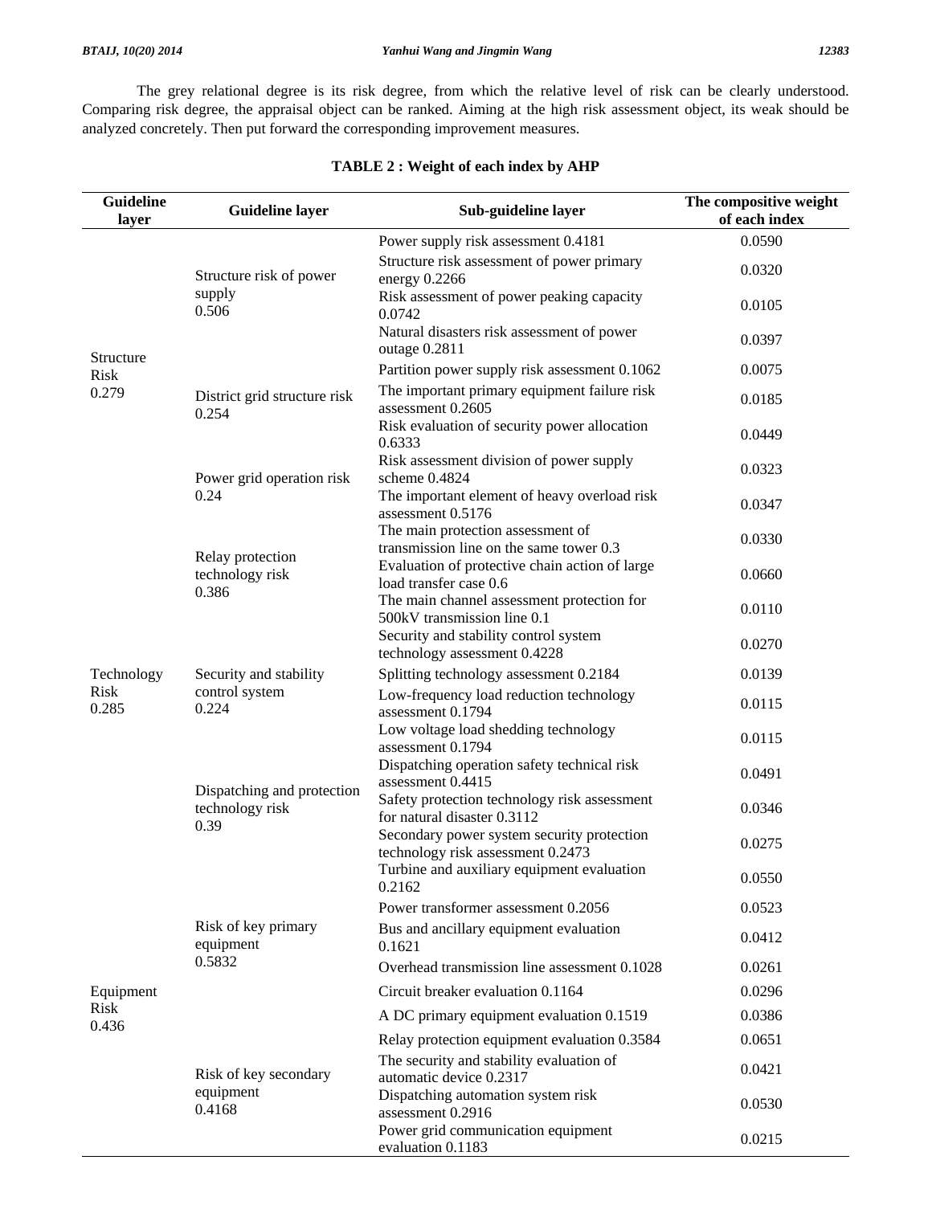The grey relational degree is its risk degree, from which the relative level of risk can be clearly understood. Comparing risk degree, the appraisal object can be ranked. Aiming at the high risk assessment object, its weak should be analyzed concretely. Then put forward the corresponding improvement measures.

**TABLE 2 : Weight of each index by AHP**

| Guideline layer | Guideline layer | Sub-guideline layer | The compositive weight of each index |
|---|---|---|---|
| Structure Risk 0.279 | Structure risk of power supply 0.506 | Power supply risk assessment 0.4181 | 0.0590 |
| | | Structure risk assessment of power primary energy 0.2266 | 0.0320 |
| | | Risk assessment of power peaking capacity 0.0742 | 0.0105 |
| | | Natural disasters risk assessment of power outage 0.2811 | 0.0397 |
| | District grid structure risk 0.254 | Partition power supply risk assessment 0.1062 | 0.0075 |
| | | The important primary equipment failure risk assessment 0.2605 | 0.0185 |
| | | Risk evaluation of security power allocation 0.6333 | 0.0449 |
| | Power grid operation risk 0.24 | Risk assessment division of power supply scheme 0.4824 | 0.0323 |
| | | The important element of heavy overload risk assessment 0.5176 | 0.0347 |
| Technology Risk 0.285 | Relay protection technology risk 0.386 | The main protection assessment of transmission line on the same tower 0.3 | 0.0330 |
| | | Evaluation of protective chain action of large load transfer case 0.6 | 0.0660 |
| | | The main channel assessment protection for 500kV transmission line 0.1 | 0.0110 |
| | Security and stability control system 0.224 | Security and stability control system technology assessment 0.4228 | 0.0270 |
| | | Splitting technology assessment 0.2184 | 0.0139 |
| | | Low-frequency load reduction technology assessment 0.1794 | 0.0115 |
| | | Low voltage load shedding technology assessment 0.1794 | 0.0115 |
| | Dispatching and protection technology risk 0.39 | Dispatching operation safety technical risk assessment 0.4415 | 0.0491 |
| | | Safety protection technology risk assessment for natural disaster 0.3112 | 0.0346 |
| | | Secondary power system security protection technology risk assessment 0.2473 | 0.0275 |
| Equipment Risk 0.436 | Risk of key primary equipment 0.5832 | Turbine and auxiliary equipment evaluation 0.2162 | 0.0550 |
| | | Power transformer assessment 0.2056 | 0.0523 |
| | | Bus and ancillary equipment evaluation 0.1621 | 0.0412 |
| | | Overhead transmission line assessment 0.1028 | 0.0261 |
| | | Circuit breaker evaluation 0.1164 | 0.0296 |
| | | A DC primary equipment evaluation 0.1519 | 0.0386 |
| | Risk of key secondary equipment 0.4168 | Relay protection equipment evaluation 0.3584 | 0.0651 |
| | | The security and stability evaluation of automatic device 0.2317 | 0.0421 |
| | | Dispatching automation system risk assessment 0.2916 | 0.0530 |
| | | Power grid communication equipment evaluation 0.1183 | 0.0215 |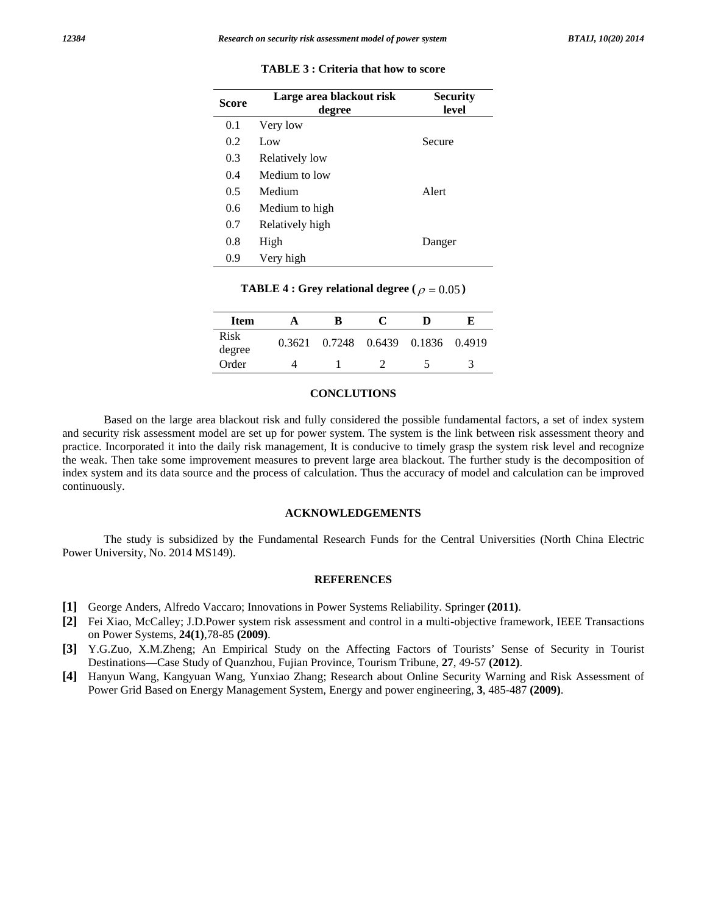**TABLE 3 : Criteria that how to score**

| Score | Large area blackout risk degree | Security level |
|---|---|---|
| 0.1 | Very low | |
| 0.2 | Low | Secure |
| 0.3 | Relatively low | |
| 0.4 | Medium to low | |
| 0.5 | Medium | Alert |
| 0.6 | Medium to high | |
| 0.7 | Relatively high | |
| 0.8 | High | Danger |
| 0.9 | Very high | |

**TABLE 4 : Grey relational degree ( $\rho = 0.05$ )**

| Item | A | B | C | D | E |
|---|---|---|---|---|---|
| Risk degree | 0.3621 | 0.7248 | 0.6439 | 0.1836 | 0.4919 |
| Order | 4 | 1 | 2 | 5 | 3 |

## CONCLUTIONS

Based on the large area blackout risk and fully considered the possible fundamental factors, a set of index system and security risk assessment model are set up for power system. The system is the link between risk assessment theory and practice. Incorporated it into the daily risk management, It is conducive to timely grasp the system risk level and recognize the weak. Then take some improvement measures to prevent large area blackout. The further study is the decomposition of index system and its data source and the process of calculation. Thus the accuracy of model and calculation can be improved continuously.

## ACKNOWLEDGEMENTS

The study is subsidized by the Fundamental Research Funds for the Central Universities (North China Electric Power University, No. 2014 MS149).

## REFERENCES

**[1]** George Anders, Alfredo Vaccaro; Innovations in Power Systems Reliability. Springer **(2011)**.

**[2]** Fei Xiao, McCalley; J.D.Power system risk assessment and control in a multi-objective framework, IEEE Transactions on Power Systems, **24(1)**,78-85 **(2009)**.

**[3]** Y.G.Zuo, X.M.Zheng; An Empirical Study on the Affecting Factors of Tourists' Sense of Security in Tourist Destinations—Case Study of Quanzhou, Fujian Province, Tourism Tribune, **27**, 49-57 **(2012)**.

**[4]** Hanyun Wang, Kangyuan Wang, Yunxiao Zhang; Research about Online Security Warning and Risk Assessment of Power Grid Based on Energy Management System, Energy and power engineering, **3**, 485-487 **(2009)**.